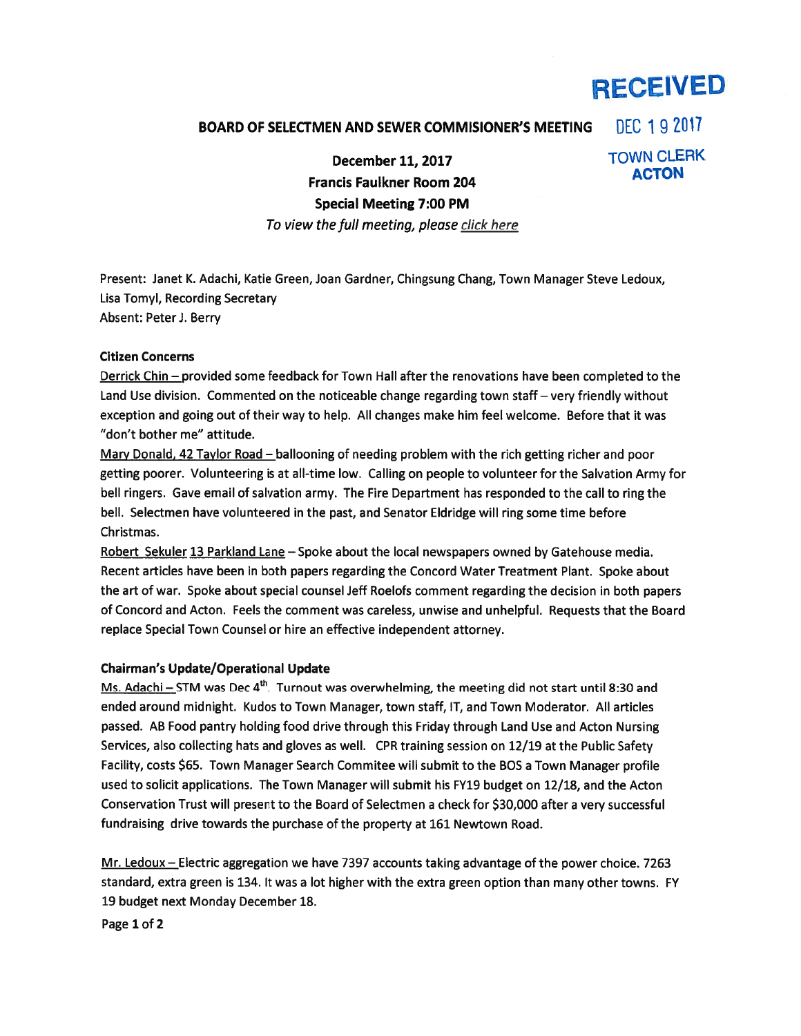RECEIVED

DEC 19 2017

TOWN CLERK
ACTON

## BOARD OF SELECTMEN AND SEWER COMMISIONER'S MEETING

**December 11, 2017**
**Francis Faulkner Room 204**
**Special Meeting 7:00 PM**
*To view the full meeting, please click here*

Present: Janet K. Adachi, Katie Green, Joan Gardner, Chingsung Chang, Town Manager Steve Ledoux, Lisa Tomyl, Recording Secretary
Absent: Peter J. Berry

### Citizen Concerns

Derrick Chin – provided some feedback for Town Hall after the renovations have been completed to the Land Use division. Commented on the noticeable change regarding town staff – very friendly without exception and going out of their way to help. All changes make him feel welcome. Before that it was "don't bother me" attitude.

Mary Donald, 42 Taylor Road – ballooning of needing problem with the rich getting richer and poor getting poorer. Volunteering is at all-time low. Calling on people to volunteer for the Salvation Army for bell ringers. Gave email of salvation army. The Fire Department has responded to the call to ring the bell. Selectmen have volunteered in the past, and Senator Eldridge will ring some time before Christmas.

Robert Sekuler 13 Parkland Lane – Spoke about the local newspapers owned by Gatehouse media. Recent articles have been in both papers regarding the Concord Water Treatment Plant. Spoke about the art of war. Spoke about special counsel Jeff Roelofs comment regarding the decision in both papers of Concord and Acton. Feels the comment was careless, unwise and unhelpful. Requests that the Board replace Special Town Counsel or hire an effective independent attorney.

### Chairman's Update/Operational Update

Ms. Adachi – STM was Dec 4th. Turnout was overwhelming, the meeting did not start until 8:30 and ended around midnight. Kudos to Town Manager, town staff, IT, and Town Moderator. All articles passed. AB Food pantry holding food drive through this Friday through Land Use and Acton Nursing Services, also collecting hats and gloves as well. CPR training session on 12/19 at the Public Safety Facility, costs $65. Town Manager Search Commitee will submit to the BOS a Town Manager profile used to solicit applications. The Town Manager will submit his FY19 budget on 12/18, and the Acton Conservation Trust will present to the Board of Selectmen a check for $30,000 after a very successful fundraising drive towards the purchase of the property at 161 Newtown Road.

Mr. Ledoux – Electric aggregation we have 7397 accounts taking advantage of the power choice. 7263 standard, extra green is 134. It was a lot higher with the extra green option than many other towns. FY 19 budget next Monday December 18.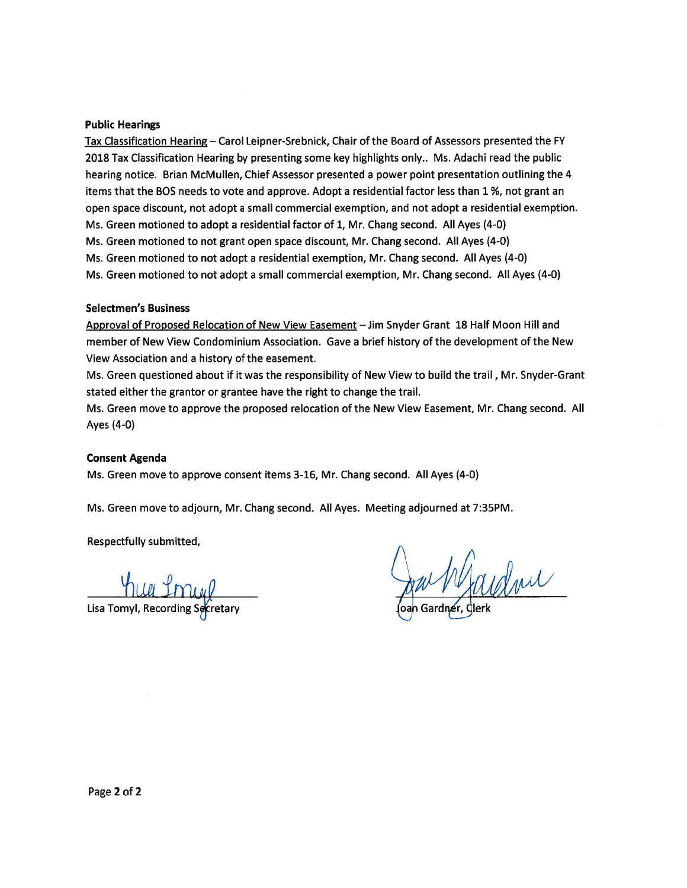**Public Hearings**

Tax Classification Hearing – Carol Leipner-Srebnick, Chair of the Board of Assessors presented the FY 2018 Tax Classification Hearing by presenting some key highlights only.. Ms. Adachi read the public hearing notice. Brian McMullen, Chief Assessor presented a power point presentation outlining the 4 items that the BOS needs to vote and approve. Adopt a residential factor less than 1 %, not grant an open space discount, not adopt a small commercial exemption, and not adopt a residential exemption.
Ms. Green motioned to adopt a residential factor of 1, Mr. Chang second. All Ayes (4-0)
Ms. Green motioned to not grant open space discount, Mr. Chang second. All Ayes (4-0)
Ms. Green motioned to not adopt a residential exemption, Mr. Chang second. All Ayes (4-0)
Ms. Green motioned to not adopt a small commercial exemption, Mr. Chang second. All Ayes (4-0)

**Selectmen's Business**

Approval of Proposed Relocation of New View Easement – Jim Snyder Grant 18 Half Moon Hill and member of New View Condominium Association. Gave a brief history of the development of the New View Association and a history of the easement.
Ms. Green questioned about if it was the responsibility of New View to build the trail , Mr. Snyder-Grant stated either the grantor or grantee have the right to change the trail.
Ms. Green move to approve the proposed relocation of the New View Easement, Mr. Chang second. All Ayes (4-0)

**Consent Agenda**

Ms. Green move to approve consent items 3-16, Mr. Chang second. All Ayes (4-0)

Ms. Green move to adjourn, Mr. Chang second. All Ayes. Meeting adjourned at 7:35PM.

Respectfully submitted,

Lisa Tomyl, Recording Secretary

Joan Gardner, Clerk